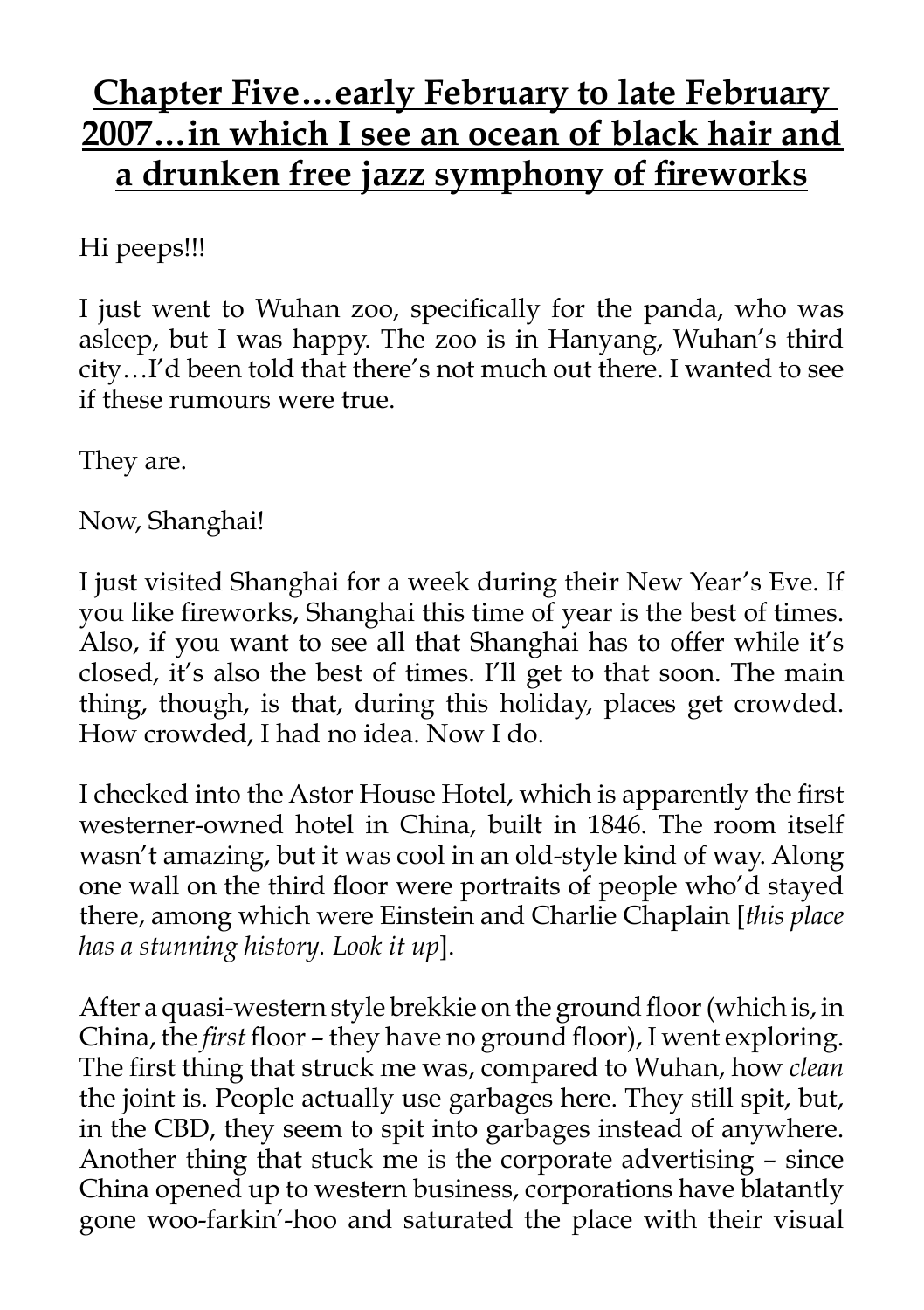# **Chapter Five…early February to late February 2007…in which I see an ocean of black hair and a drunken free jazz symphony of fireworks**

Hi peeps!!!

I just went to Wuhan zoo, specifically for the panda, who was asleep, but I was happy. The zoo is in Hanyang, Wuhan's third city…I'd been told that there's not much out there. I wanted to see if these rumours were true.

They are.

Now, Shanghai!

I just visited Shanghai for a week during their New Year's Eve. If you like fireworks, Shanghai this time of year is the best of times. Also, if you want to see all that Shanghai has to offer while it's closed, it's also the best of times. I'll get to that soon. The main thing, though, is that, during this holiday, places get crowded. How crowded, I had no idea. Now I do.

I checked into the Astor House Hotel, which is apparently the first westerner-owned hotel in China, built in 1846. The room itself wasn't amazing, but it was cool in an old-style kind of way. Along one wall on the third floor were portraits of people who'd stayed there, among which were Einstein and Charlie Chaplain [*this place has a stunning history. Look it up*].

After a quasi-western style brekkie on the ground floor (which is, in China, the *first* floor – they have no ground floor), I went exploring. The first thing that struck me was, compared to Wuhan, how *clean* the joint is. People actually use garbages here. They still spit, but, in the CBD, they seem to spit into garbages instead of anywhere. Another thing that stuck me is the corporate advertising – since China opened up to western business, corporations have blatantly gone woo-farkin'-hoo and saturated the place with their visual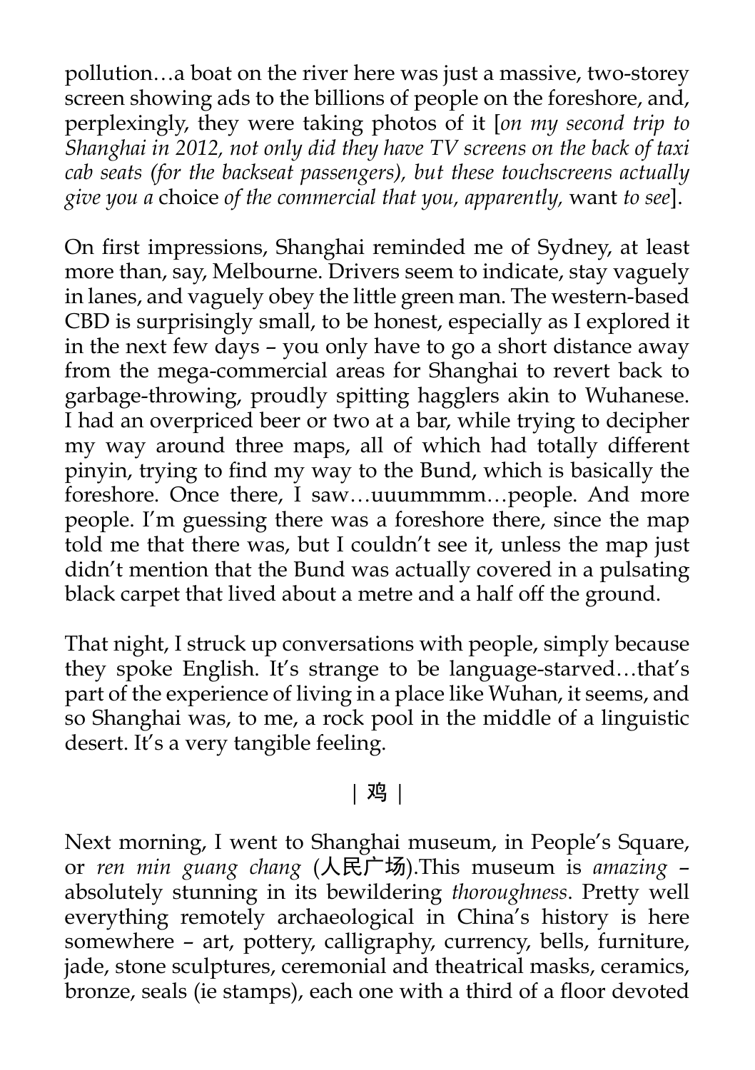pollution…a boat on the river here was just a massive, two-storey screen showing ads to the billions of people on the foreshore, and, perplexingly, they were taking photos of it [*on my second trip to Shanghai in 2012, not only did they have TV screens on the back of taxi cab seats (for the backseat passengers), but these touchscreens actually give you a* choice *of the commercial that you, apparently,* want *to see*].

On first impressions, Shanghai reminded me of Sydney, at least more than, say, Melbourne. Drivers seem to indicate, stay vaguely in lanes, and vaguely obey the little green man. The western-based CBD is surprisingly small, to be honest, especially as I explored it in the next few days – you only have to go a short distance away from the mega-commercial areas for Shanghai to revert back to garbage-throwing, proudly spitting hagglers akin to Wuhanese. I had an overpriced beer or two at a bar, while trying to decipher my way around three maps, all of which had totally different pinyin, trying to find my way to the Bund, which is basically the foreshore. Once there, I saw…uuummmm…people. And more people. I'm guessing there was a foreshore there, since the map told me that there was, but I couldn't see it, unless the map just didn't mention that the Bund was actually covered in a pulsating black carpet that lived about a metre and a half off the ground.

That night, I struck up conversations with people, simply because they spoke English. It's strange to be language-starved…that's part of the experience of living in a place like Wuhan, it seems, and so Shanghai was, to me, a rock pool in the middle of a linguistic desert. It's a very tangible feeling.

| 鸡 |

Next morning, I went to Shanghai museum, in People's Square, or *ren min guang chang* (人民广场).This museum is *amazing* – absolutely stunning in its bewildering *thoroughness*. Pretty well everything remotely archaeological in China's history is here somewhere – art, pottery, calligraphy, currency, bells, furniture, jade, stone sculptures, ceremonial and theatrical masks, ceramics, bronze, seals (ie stamps), each one with a third of a floor devoted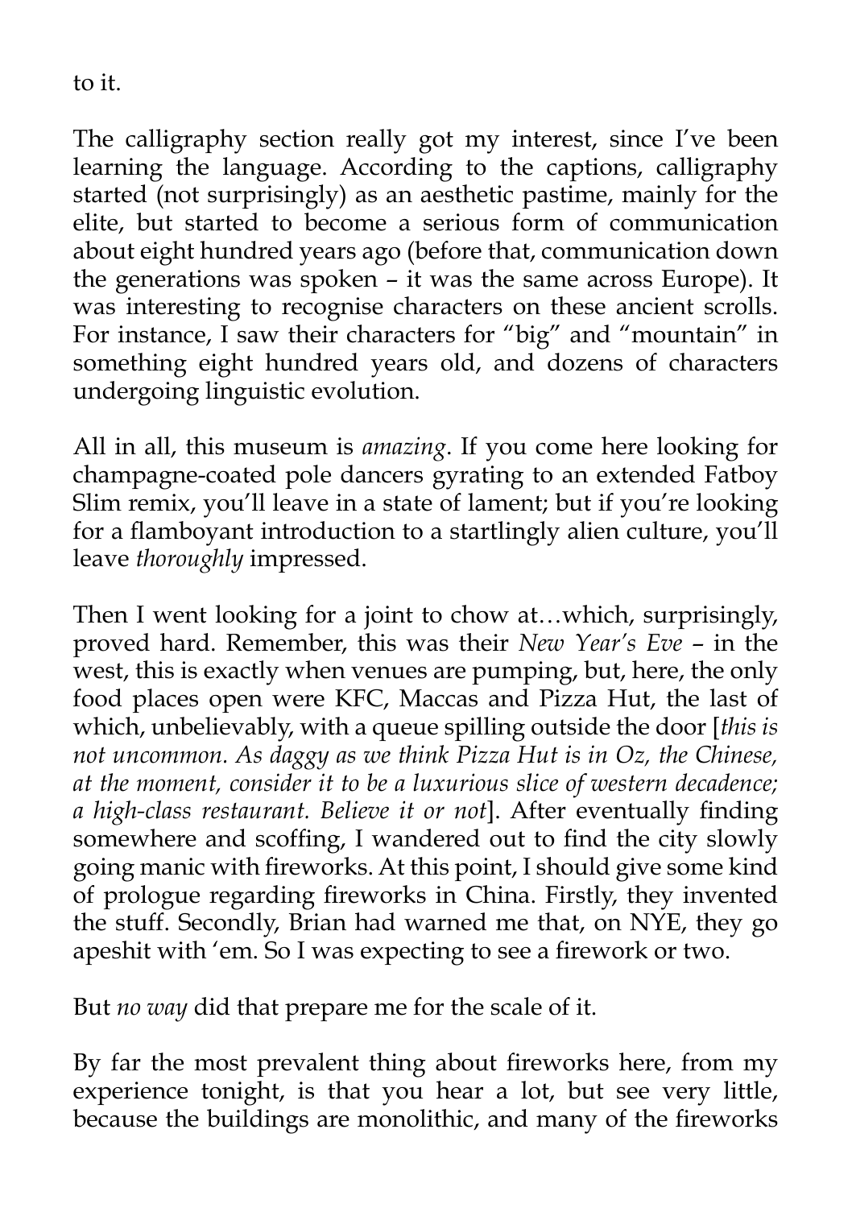to it.

The calligraphy section really got my interest, since I've been learning the language. According to the captions, calligraphy started (not surprisingly) as an aesthetic pastime, mainly for the elite, but started to become a serious form of communication about eight hundred years ago (before that, communication down the generations was spoken – it was the same across Europe). It was interesting to recognise characters on these ancient scrolls. For instance, I saw their characters for "big" and "mountain" in something eight hundred years old, and dozens of characters undergoing linguistic evolution.

All in all, this museum is *amazing*. If you come here looking for champagne-coated pole dancers gyrating to an extended Fatboy Slim remix, you'll leave in a state of lament; but if you're looking for a flamboyant introduction to a startlingly alien culture, you'll leave *thoroughly* impressed.

Then I went looking for a joint to chow at…which, surprisingly, proved hard. Remember, this was their *New Year's Eve* – in the west, this is exactly when venues are pumping, but, here, the only food places open were KFC, Maccas and Pizza Hut, the last of which, unbelievably, with a queue spilling outside the door [*this is not uncommon. As daggy as we think Pizza Hut is in Oz, the Chinese, at the moment, consider it to be a luxurious slice of western decadence; a high-class restaurant. Believe it or not*]. After eventually finding somewhere and scoffing, I wandered out to find the city slowly going manic with fireworks. At this point, I should give some kind of prologue regarding fireworks in China. Firstly, they invented the stuff. Secondly, Brian had warned me that, on NYE, they go apeshit with 'em. So I was expecting to see a firework or two.

But *no way* did that prepare me for the scale of it.

By far the most prevalent thing about fireworks here, from my experience tonight, is that you hear a lot, but see very little, because the buildings are monolithic, and many of the fireworks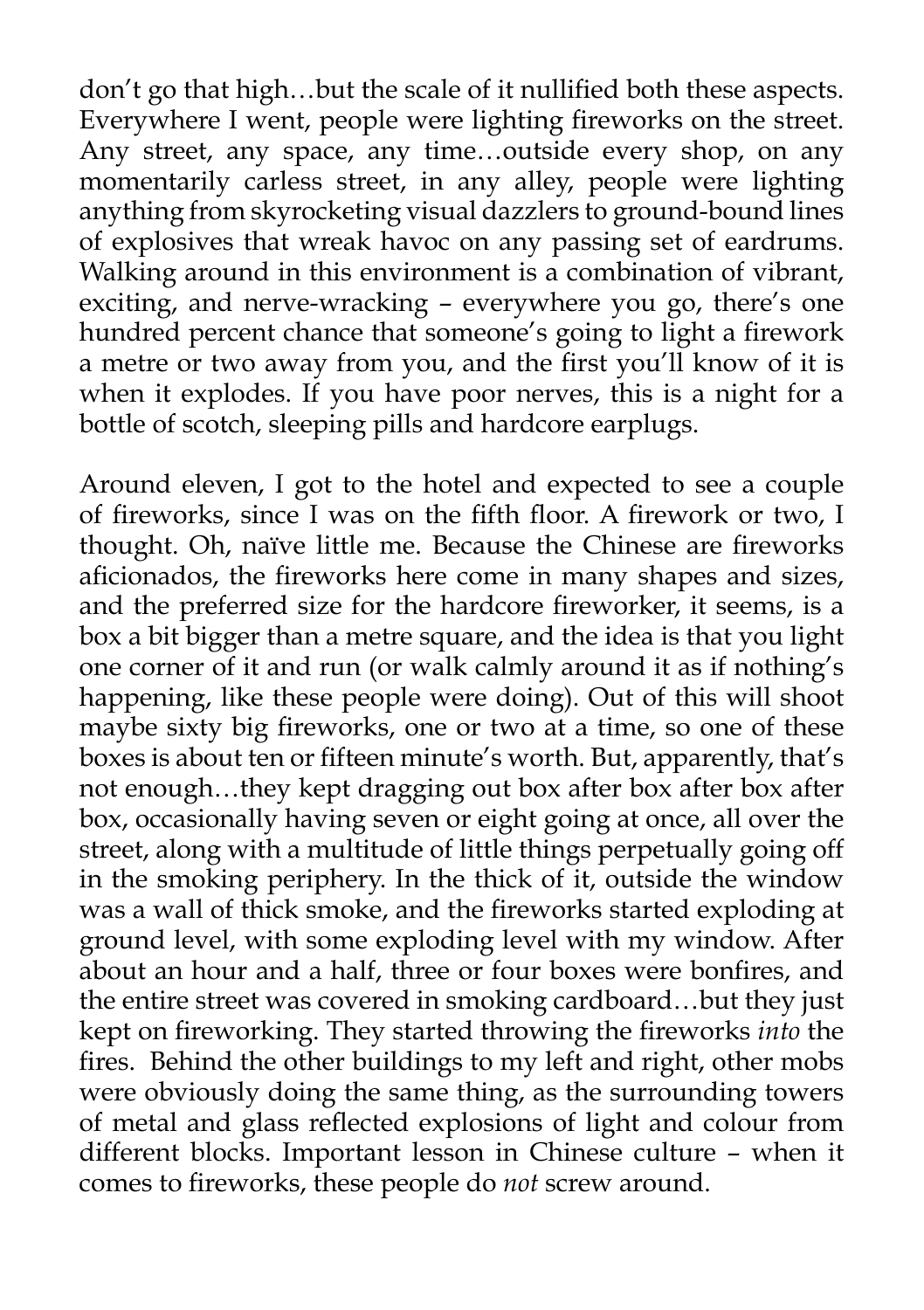don't go that high…but the scale of it nullified both these aspects. Everywhere I went, people were lighting fireworks on the street. Any street, any space, any time…outside every shop, on any momentarily carless street, in any alley, people were lighting anything from skyrocketing visual dazzlers to ground-bound lines of explosives that wreak havoc on any passing set of eardrums. Walking around in this environment is a combination of vibrant, exciting, and nerve-wracking – everywhere you go, there's one hundred percent chance that someone's going to light a firework a metre or two away from you, and the first you'll know of it is when it explodes. If you have poor nerves, this is a night for a bottle of scotch, sleeping pills and hardcore earplugs.

Around eleven, I got to the hotel and expected to see a couple of fireworks, since I was on the fifth floor. A firework or two, I thought. Oh, naïve little me. Because the Chinese are fireworks aficionados, the fireworks here come in many shapes and sizes, and the preferred size for the hardcore fireworker, it seems, is a box a bit bigger than a metre square, and the idea is that you light one corner of it and run (or walk calmly around it as if nothing's happening, like these people were doing). Out of this will shoot maybe sixty big fireworks, one or two at a time, so one of these boxes is about ten or fifteen minute's worth. But, apparently, that's not enough…they kept dragging out box after box after box after box, occasionally having seven or eight going at once, all over the street, along with a multitude of little things perpetually going off in the smoking periphery. In the thick of it, outside the window was a wall of thick smoke, and the fireworks started exploding at ground level, with some exploding level with my window. After about an hour and a half, three or four boxes were bonfires, and the entire street was covered in smoking cardboard…but they just kept on fireworking. They started throwing the fireworks *into* the fires. Behind the other buildings to my left and right, other mobs were obviously doing the same thing, as the surrounding towers of metal and glass reflected explosions of light and colour from different blocks. Important lesson in Chinese culture – when it comes to fireworks, these people do *not* screw around.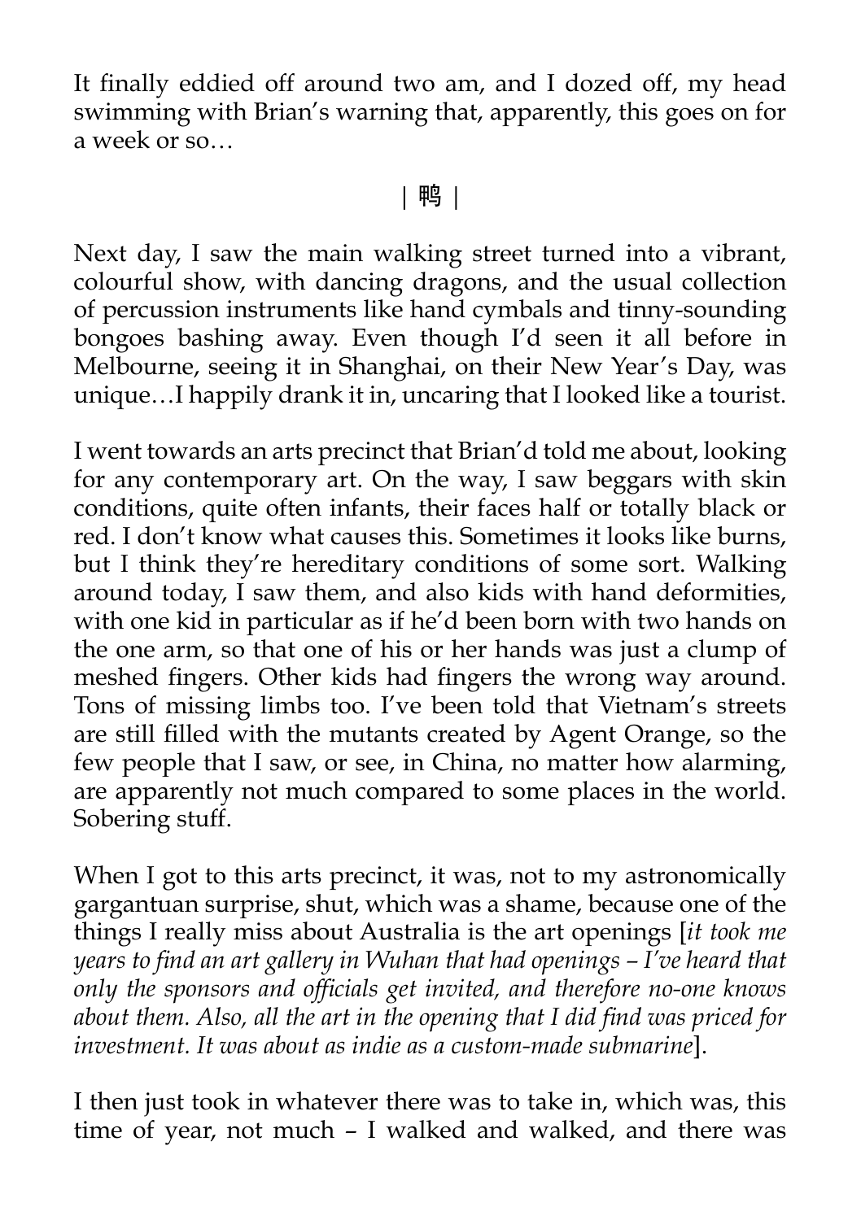It finally eddied off around two am, and I dozed off, my head swimming with Brian's warning that, apparently, this goes on for a week or so…

| 鸭 |

Next day, I saw the main walking street turned into a vibrant, colourful show, with dancing dragons, and the usual collection of percussion instruments like hand cymbals and tinny-sounding bongoes bashing away. Even though I'd seen it all before in Melbourne, seeing it in Shanghai, on their New Year's Day, was unique…I happily drank it in, uncaring that I looked like a tourist.

I went towards an arts precinct that Brian'd told me about, looking for any contemporary art. On the way, I saw beggars with skin conditions, quite often infants, their faces half or totally black or red. I don't know what causes this. Sometimes it looks like burns, but I think they're hereditary conditions of some sort. Walking around today, I saw them, and also kids with hand deformities, with one kid in particular as if he'd been born with two hands on the one arm, so that one of his or her hands was just a clump of meshed fingers. Other kids had fingers the wrong way around. Tons of missing limbs too. I've been told that Vietnam's streets are still filled with the mutants created by Agent Orange, so the few people that I saw, or see, in China, no matter how alarming, are apparently not much compared to some places in the world. Sobering stuff.

When I got to this arts precinct, it was, not to my astronomically gargantuan surprise, shut, which was a shame, because one of the things I really miss about Australia is the art openings [*it took me years to find an art gallery in Wuhan that had openings – I've heard that only the sponsors and officials get invited, and therefore no-one knows about them. Also, all the art in the opening that I did find was priced for investment. It was about as indie as a custom-made submarine*].

I then just took in whatever there was to take in, which was, this time of year, not much – I walked and walked, and there was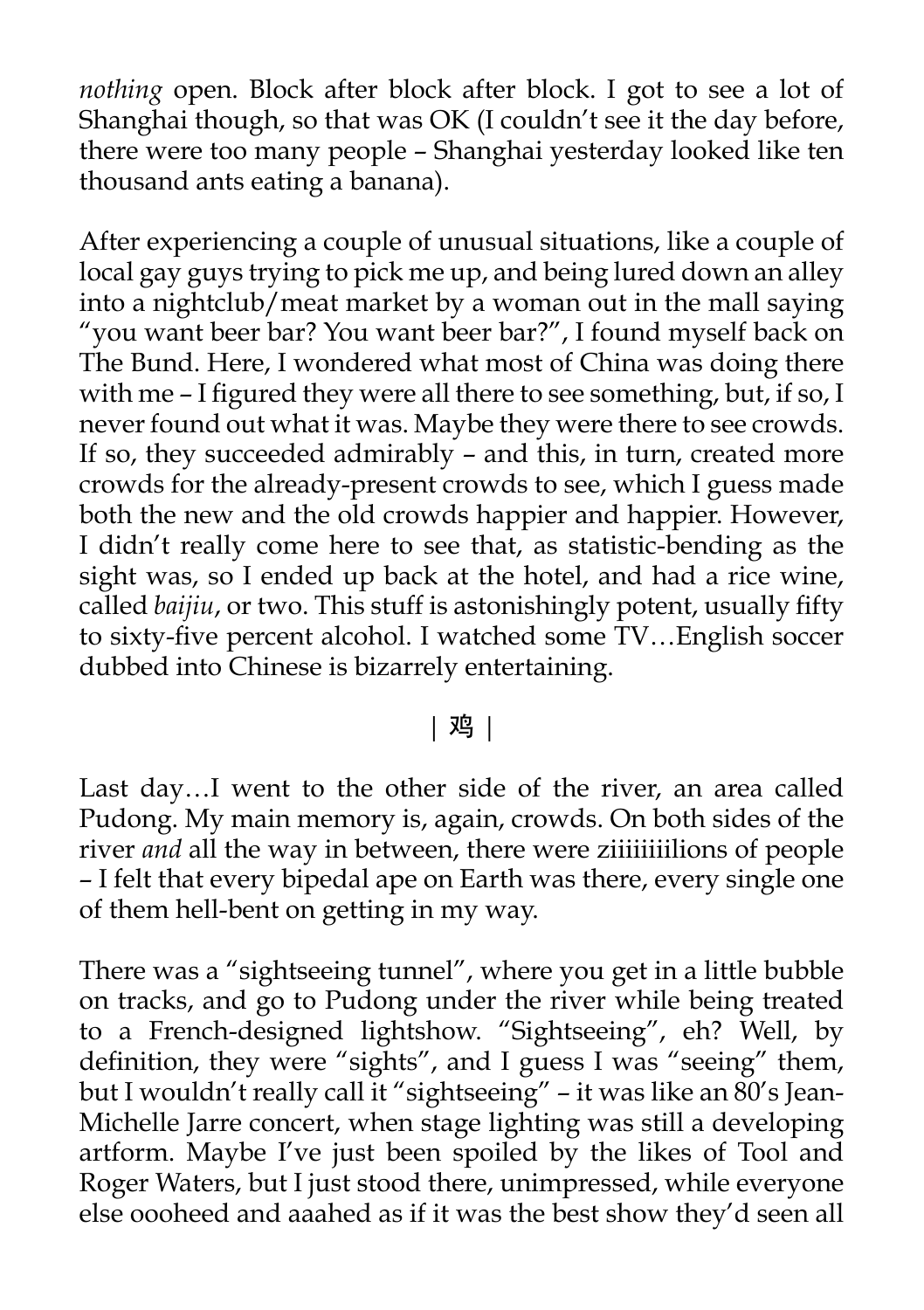*nothing* open. Block after block after block. I got to see a lot of Shanghai though, so that was OK (I couldn't see it the day before, there were too many people – Shanghai yesterday looked like ten thousand ants eating a banana).

After experiencing a couple of unusual situations, like a couple of local gay guys trying to pick me up, and being lured down an alley into a nightclub/meat market by a woman out in the mall saying "you want beer bar? You want beer bar?", I found myself back on The Bund. Here, I wondered what most of China was doing there with me – I figured they were all there to see something, but, if so, I never found out what it was. Maybe they were there to see crowds. If so, they succeeded admirably – and this, in turn, created more crowds for the already-present crowds to see, which I guess made both the new and the old crowds happier and happier. However, I didn't really come here to see that, as statistic-bending as the sight was, so I ended up back at the hotel, and had a rice wine, called *baijiu*, or two. This stuff is astonishingly potent, usually fifty to sixty-five percent alcohol. I watched some TV…English soccer dubbed into Chinese is bizarrely entertaining.

| 鸡 |

Last day…I went to the other side of the river, an area called Pudong. My main memory is, again, crowds. On both sides of the river *and* all the way in between, there were ziiiiiiiilions of people – I felt that every bipedal ape on Earth was there, every single one of them hell-bent on getting in my way.

There was a "sightseeing tunnel", where you get in a little bubble on tracks, and go to Pudong under the river while being treated to a French-designed lightshow. "Sightseeing", eh? Well, by definition, they were "sights", and I guess I was "seeing" them, but I wouldn't really call it "sightseeing" – it was like an 80's Jean-Michelle Jarre concert, when stage lighting was still a developing artform. Maybe I've just been spoiled by the likes of Tool and Roger Waters, but I just stood there, unimpressed, while everyone else oooheed and aaahed as if it was the best show they'd seen all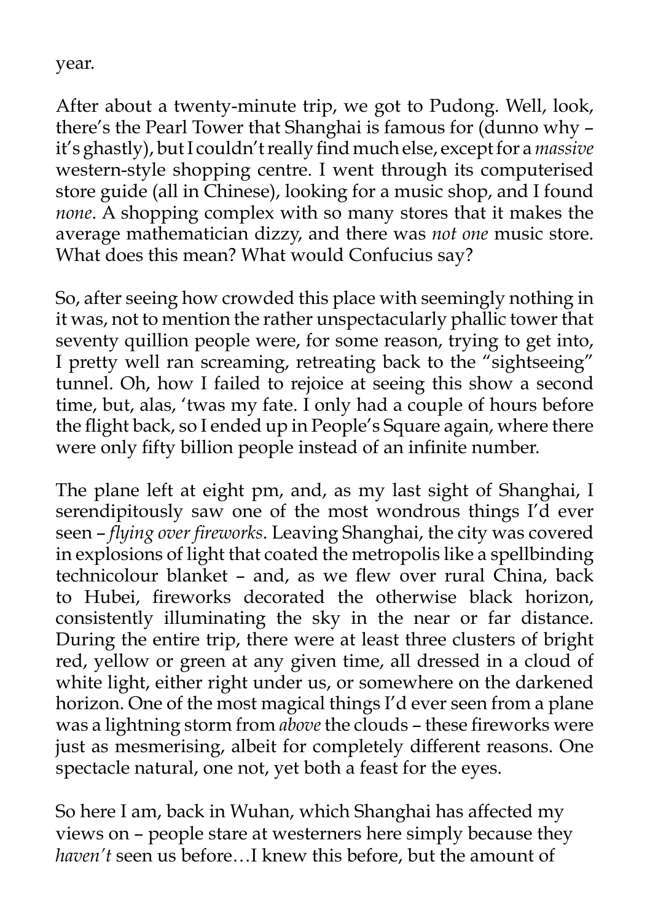year.

After about a twenty-minute trip, we got to Pudong. Well, look, there's the Pearl Tower that Shanghai is famous for (dunno why – it's ghastly), but I couldn't really find much else, except for a *massive* western-style shopping centre. I went through its computerised store guide (all in Chinese), looking for a music shop, and I found *none*. A shopping complex with so many stores that it makes the average mathematician dizzy, and there was *not one* music store. What does this mean? What would Confucius say?

So, after seeing how crowded this place with seemingly nothing in it was, not to mention the rather unspectacularly phallic tower that seventy quillion people were, for some reason, trying to get into, I pretty well ran screaming, retreating back to the "sightseeing" tunnel. Oh, how I failed to rejoice at seeing this show a second time, but, alas, 'twas my fate. I only had a couple of hours before the flight back, so I ended up in People's Square again, where there were only fifty billion people instead of an infinite number.

The plane left at eight pm, and, as my last sight of Shanghai, I serendipitously saw one of the most wondrous things I'd ever seen – *flying over fireworks*. Leaving Shanghai, the city was covered in explosions of light that coated the metropolis like a spellbinding technicolour blanket – and, as we flew over rural China, back to Hubei, fireworks decorated the otherwise black horizon, consistently illuminating the sky in the near or far distance. During the entire trip, there were at least three clusters of bright red, yellow or green at any given time, all dressed in a cloud of white light, either right under us, or somewhere on the darkened horizon. One of the most magical things I'd ever seen from a plane was a lightning storm from *above* the clouds – these fireworks were just as mesmerising, albeit for completely different reasons. One spectacle natural, one not, yet both a feast for the eyes.

So here I am, back in Wuhan, which Shanghai has affected my views on – people stare at westerners here simply because they *haven't* seen us before…I knew this before, but the amount of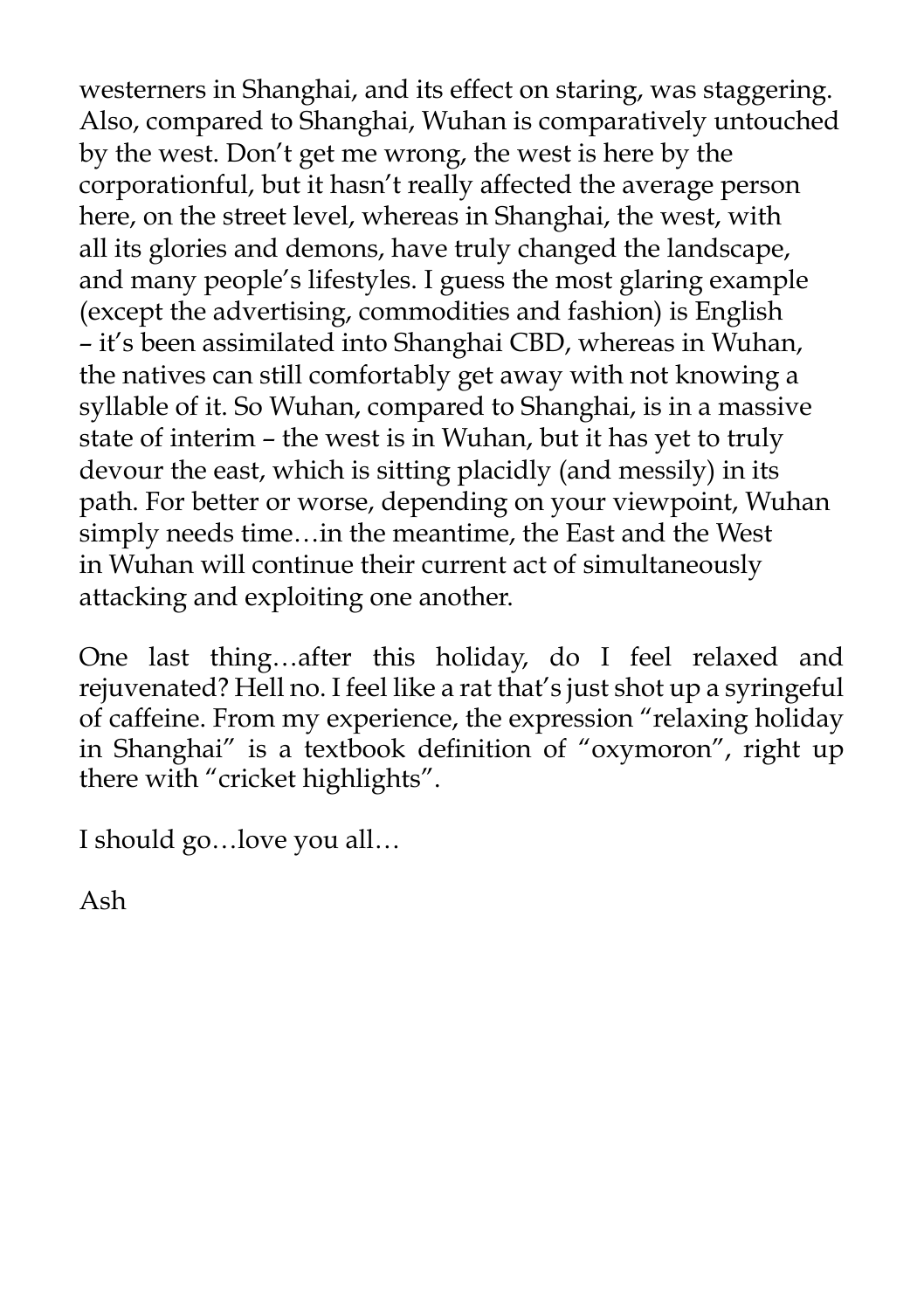westerners in Shanghai, and its effect on staring, was staggering. Also, compared to Shanghai, Wuhan is comparatively untouched by the west. Don't get me wrong, the west is here by the corporationful, but it hasn't really affected the average person here, on the street level, whereas in Shanghai, the west, with all its glories and demons, have truly changed the landscape, and many people's lifestyles. I guess the most glaring example (except the advertising, commodities and fashion) is English – it's been assimilated into Shanghai CBD, whereas in Wuhan, the natives can still comfortably get away with not knowing a syllable of it. So Wuhan, compared to Shanghai, is in a massive state of interim – the west is in Wuhan, but it has yet to truly devour the east, which is sitting placidly (and messily) in its path. For better or worse, depending on your viewpoint, Wuhan simply needs time…in the meantime, the East and the West in Wuhan will continue their current act of simultaneously attacking and exploiting one another.

One last thing…after this holiday, do I feel relaxed and rejuvenated? Hell no. I feel like a rat that's just shot up a syringeful of caffeine. From my experience, the expression "relaxing holiday in Shanghai" is a textbook definition of "oxymoron", right up there with "cricket highlights".

I should go…love you all…

Ash